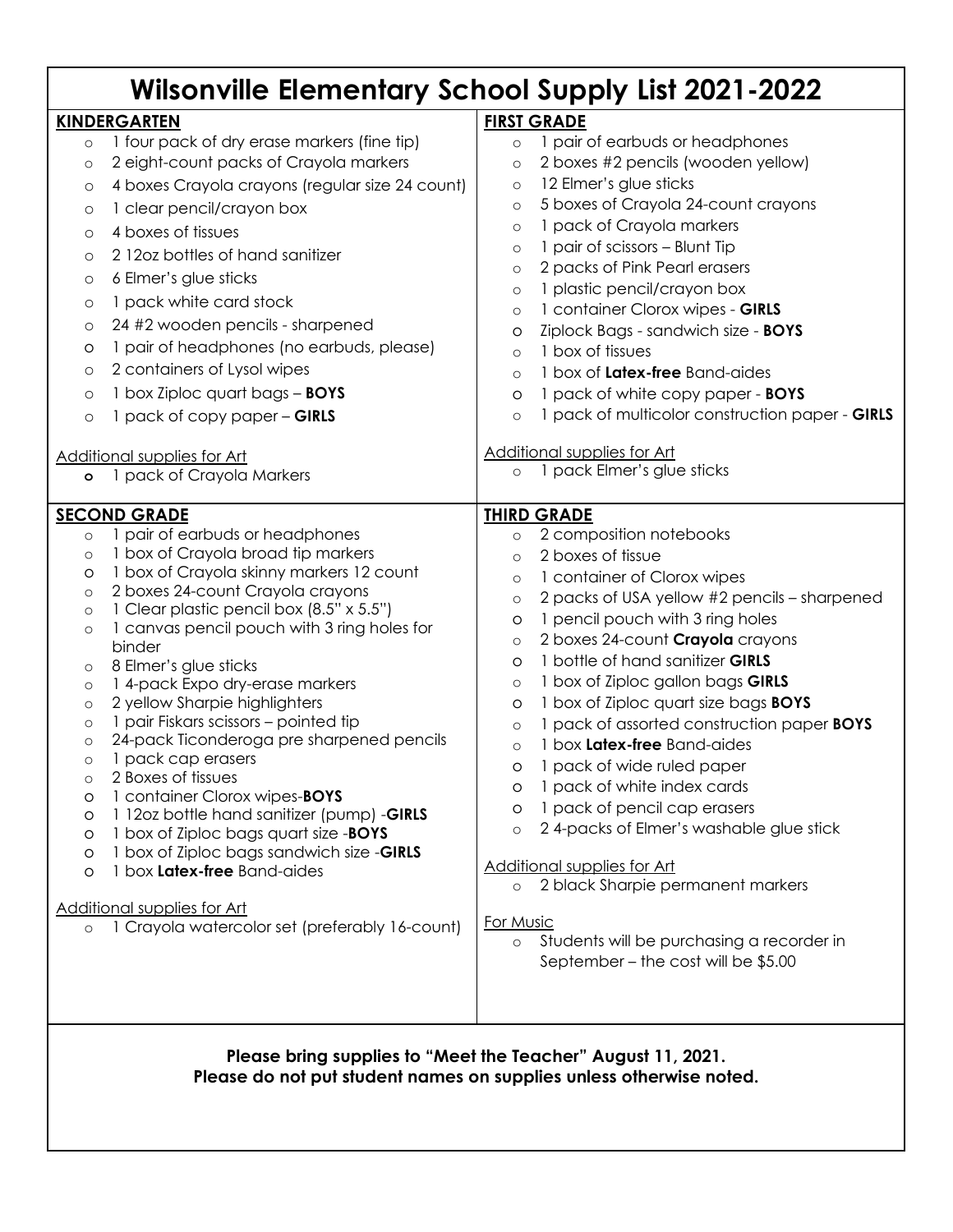# Wilsonville Elementary School Supply List 2021-2022

## KINDERGARTEN

- 1 four pack of dry erase markers (fine tip)
- 2 eight-count packs of Crayola markers
- 4 boxes Crayola crayons (regular size 24 count)
- 1 clear pencil/crayon box
- 4 boxes of tissues
- 2 12oz bottles of hand sanitizer
- 6 Elmer's glue sticks
- 1 pack white card stock
- 24 #2 wooden pencils - sharpened
- 1 pair of headphones (no earbuds, please)
- 2 containers of Lysol wipes
- 1 box Ziploc quart bags – **BOYS**
- 1 pack of copy paper – **GIRLS**

Additional supplies for Art

- 1 pack of Crayola Markers

## FIRST GRADE

- 1 pair of earbuds or headphones
- 2 boxes #2 pencils (wooden yellow)
- 12 Elmer's glue sticks
- 5 boxes of Crayola 24-count crayons
- 1 pack of Crayola markers
- 1 pair of scissors – Blunt Tip
- 2 packs of Pink Pearl erasers
- 1 plastic pencil/crayon box
- 1 container Clorox wipes - **GIRLS**
- Ziplock Bags - sandwich size - **BOYS**
- 1 box of tissues
- 1 box of **Latex-free** Band-aides
- 1 pack of white copy paper - **BOYS**
- 1 pack of multicolor construction paper - **GIRLS**

Additional supplies for Art

- 1 pack Elmer's glue sticks

## SECOND GRADE

- 1 pair of earbuds or headphones
- 1 box of Crayola broad tip markers
- 1 box of Crayola skinny markers 12 count
- 2 boxes 24-count Crayola crayons
- 1 Clear plastic pencil box (8.5" x 5.5")
- 1 canvas pencil pouch with 3 ring holes for binder
- 8 Elmer's glue sticks
- 1 4-pack Expo dry-erase markers
- 2 yellow Sharpie highlighters
- 1 pair Fiskars scissors – pointed tip
- 24-pack Ticonderoga pre sharpened pencils
- 1 pack cap erasers
- 2 Boxes of tissues
- 1 container Clorox wipes-**BOYS**
- 1 12oz bottle hand sanitizer (pump) -**GIRLS**
- 1 box of Ziploc bags quart size -**BOYS**
- 1 box of Ziploc bags sandwich size -**GIRLS**
- 1 box **Latex-free** Band-aides

Additional supplies for Art

- 1 Crayola watercolor set (preferably 16-count)

## THIRD GRADE

- 2 composition notebooks
- 2 boxes of tissue
- 1 container of Clorox wipes
- 2 packs of USA yellow #2 pencils – sharpened
- 1 pencil pouch with 3 ring holes
- 2 boxes 24-count **Crayola** crayons
- 1 bottle of hand sanitizer **GIRLS**
- 1 box of Ziploc gallon bags **GIRLS**
- 1 box of Ziploc quart size bags **BOYS**
- 1 pack of assorted construction paper **BOYS**
- 1 box **Latex-free** Band-aides
- 1 pack of wide ruled paper
- 1 pack of white index cards
- 1 pack of pencil cap erasers
- 2 4-packs of Elmer's washable glue stick

Additional supplies for Art

- 2 black Sharpie permanent markers

For Music

- Students will be purchasing a recorder in September – the cost will be $5.00

**Please bring supplies to "Meet the Teacher" August 11, 2021.**
**Please do not put student names on supplies unless otherwise noted.**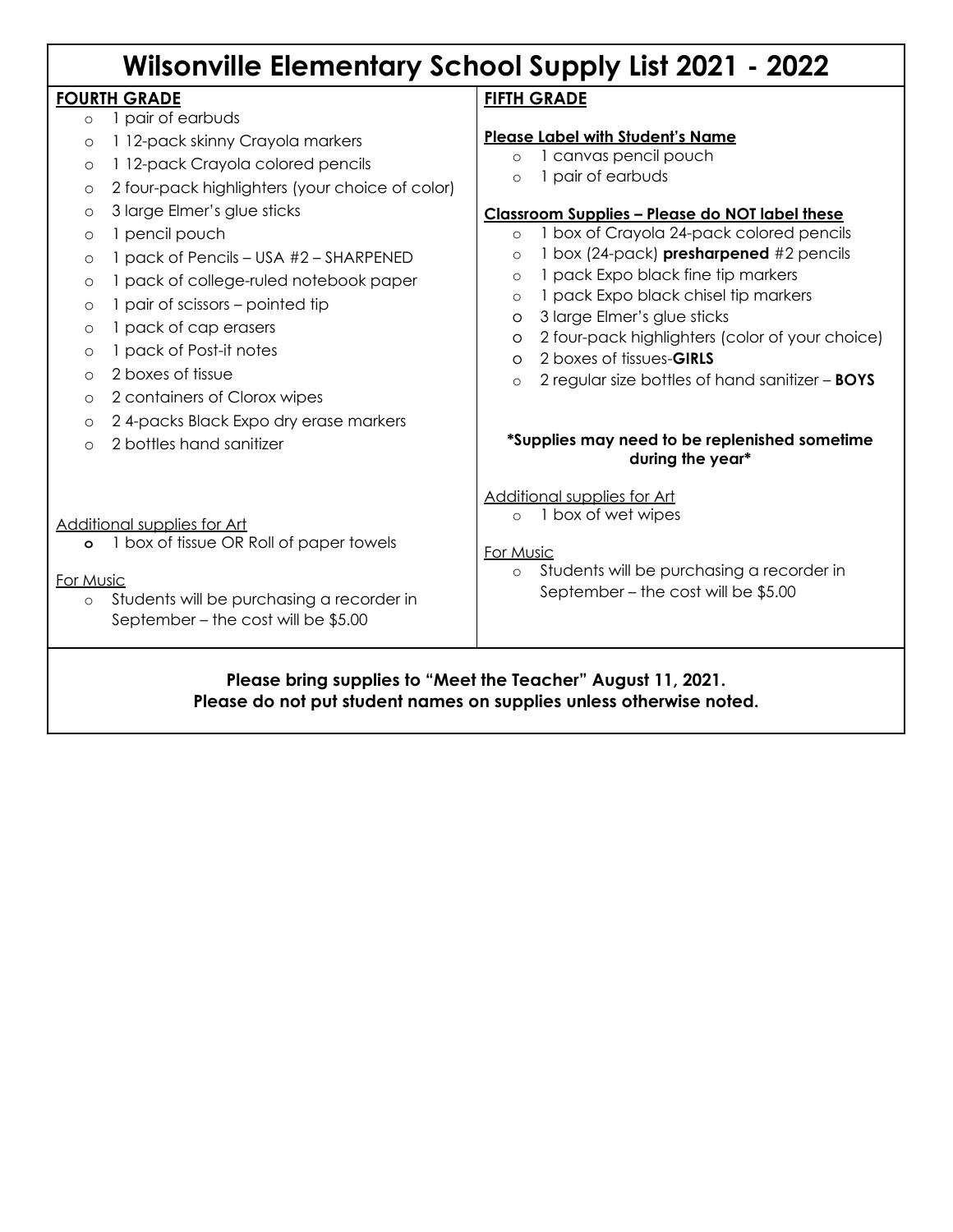# Wilsonville Elementary School Supply List 2021 - 2022

## FOURTH GRADE

- 1 pair of earbuds
- 1 12-pack skinny Crayola markers
- 1 12-pack Crayola colored pencils
- 2 four-pack highlighters (your choice of color)
- 3 large Elmer's glue sticks
- 1 pencil pouch
- 1 pack of Pencils – USA #2 – SHARPENED
- 1 pack of college-ruled notebook paper
- 1 pair of scissors – pointed tip
- 1 pack of cap erasers
- 1 pack of Post-it notes
- 2 boxes of tissue
- 2 containers of Clorox wipes
- 2 4-packs Black Expo dry erase markers
- 2 bottles hand sanitizer

Additional supplies for Art

- 1 box of tissue OR Roll of paper towels

For Music

- Students will be purchasing a recorder in September – the cost will be $5.00

## FIFTH GRADE

**Please Label with Student's Name**

- 1 canvas pencil pouch
- 1 pair of earbuds

**Classroom Supplies – Please do NOT label these**

- 1 box of Crayola 24-pack colored pencils
- 1 box (24-pack) **presharpened** #2 pencils
- 1 pack Expo black fine tip markers
- 1 pack Expo black chisel tip markers
- 3 large Elmer's glue sticks
- 2 four-pack highlighters (color of your choice)
- 2 boxes of tissues-**GIRLS**
- 2 regular size bottles of hand sanitizer – **BOYS**

**\*Supplies may need to be replenished sometime during the year\***

Additional supplies for Art

- 1 box of wet wipes

For Music

- Students will be purchasing a recorder in September – the cost will be $5.00

**Please bring supplies to "Meet the Teacher" August 11, 2021.**
**Please do not put student names on supplies unless otherwise noted.**